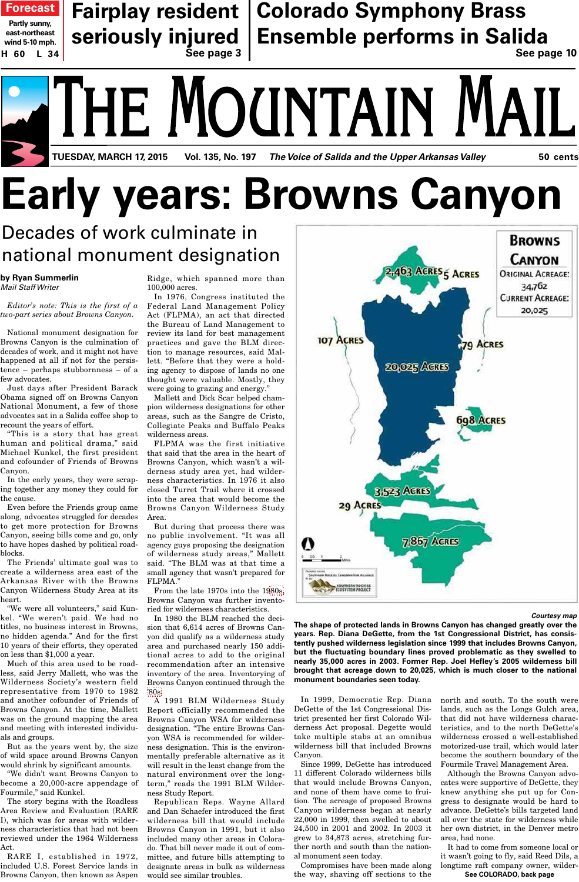Forecast

Partly sunny, east-northeast wind 5-10 mph.
H 60 L 34

**Fairplay resident seriously injured**
See page 3

**Colorado Symphony Brass Ensemble performs in Salida**
See page 10

# THE MOUNTAIN MAIL

TUESDAY, MARCH 17, 2015 — Vol. 135, No. 197 — *The Voice of Salida and the Upper Arkansas Valley* — 50 cents

# Early years: Browns Canyon

## Decades of work culminate in national monument designation

**by Ryan Summerlin**
*Mail Staff Writer*

*Editor's note: This is the first of a two-part series about Browns Canyon.*

National monument designation for Browns Canyon is the culmination of decades of work, and it might not have happened at all if not for the persistence – perhaps stubbornness – of a few advocates.

Just days after President Barack Obama signed off on Browns Canyon National Monument, a few of those advocates sat in a Salida coffee shop to recount the years of effort.

"This is a story that has great human and political drama," said Michael Kunkel, the first president and cofounder of Friends of Browns Canyon.

In the early years, they were scraping together any money they could for the cause.

Even before the Friends group came along, advocates struggled for decades to get more protection for Browns Canyon, seeing bills come and go, only to have hopes dashed by political roadblocks.

The Friends' ultimate goal was to create a wilderness area east of the Arkansas River with the Browns Canyon Wilderness Study Area at its heart.

"We were all volunteers," said Kunkel. "We weren't paid. We had no titles, no business interest in Browns, no hidden agenda." And for the first 10 years of their efforts, they operated on less than $1,000 a year.

But much of this area used to be roadless, said Jerry Mallett, who was the Wilderness Society's western field representative from 1970 to 1982 and another cofounder of Friends of Browns Canyon. At the time, Mallett was on the ground mapping the area and meeting with interested individuals and groups.

But as the years went by, the size of wild space around Browns Canyon would shrink by significant amounts.

"We didn't want Browns Canyon to become a 20,000-acre appendage of Fourmile," said Kunkel.

The story begins with the Roadless Area Review and Evaluation (RARE I), which was for areas with wilderness characteristics that had not been reviewed under the 1964 Wilderness Act.

RARE I, established in 1972, included U.S. Forest Service lands in Browns Canyon, then known as Aspen Ridge, which spanned more than 100,000 acres.

In 1976, Congress instituted the Federal Land Management Policy Act (FLPMA), an act that directed the Bureau of Land Management to review its land for best management practices and gave the BLM direction to manage resources, said Mallett. "Before that they were a holding agency to dispose of lands no one thought were valuable. Mostly, they were going to grazing and energy."

Mallett and Dick Scar helped champion wilderness designations for other areas, such as the Sangre de Cristo, Collegiate Peaks and Buffalo Peaks wilderness areas.

FLPMA was the first initiative that said that the area in the heart of Browns Canyon, which wasn't a wilderness study area yet, had wilderness characteristics. In 1976 it also closed Turret Trail where it crossed into the area that would become the Browns Canyon Wilderness Study Area.

But during that process there was no public involvement. "It was all agency guys proposing the designation of wilderness study areas," Mallett said. "The BLM was at that time a small agency that wasn't prepared for FLPMA."

From the late 1970s into the 1980s, Browns Canyon was further inventoried for wilderness characteristics.

In 1980 the BLM reached the decision that 6,614 acres of Browns Canyon did qualify as a wilderness study area and purchased nearly 150 additional acres to add to the original recommendation after an intensive inventory of the area. Inventorying of Browns Canyon continued through the '80s.

A 1991 BLM Wilderness Study Report officially recommended the Browns Canyon WSA for wilderness designation. "The entire Browns Canyon WSA is recommended for wilderness designation. This is the environmentally preferable alternative as it will result in the least change from the natural environment over the long-term," reads the 1991 BLM Wilderness Study Report.

Republican Reps. Wayne Allard and Dan Schaefer introduced the first wilderness bill that would include Browns Canyon in 1991, but it also included many other areas in Colorado. That bill never made it out of committee, and future bills attempting to designate areas in bulk as wilderness would see similar troubles.

*Courtesy map*

**The shape of protected lands in Browns Canyon has changed greatly over the years. Rep. Diana DeGette, from the 1st Congressional District, has consistently pushed wilderness legislation since 1999 that includes Browns Canyon, but the fluctuating boundary lines proved problematic as they swelled to nearly 35,000 acres in 2003. Former Rep. Joel Hefley's 2005 wilderness bill brought that acreage down to 20,025, which is much closer to the national monument boundaries seen today.**

In 1999, Democratic Rep. Diana DeGette of the 1st Congressional District presented her first Colorado Wilderness Act proposal. Degette would take multiple stabs at an omnibus wilderness bill that included Browns Canyon.

Since 1999, DeGette has introduced 11 different Colorado wilderness bills that would include Browns Canyon, and none of them have come to fruition. The acreage of proposed Browns Canyon wilderness began at nearly 22,000 in 1999, then swelled to about 24,500 in 2001 and 2002. In 2003 it grew to 34,873 acres, stretching further north and south than the national monument seen today.

Compromises have been made along the way, shaving off sections to the north and south. To the south were lands, such as the Longs Gulch area, that did not have wilderness characteristics, and to the north DeGette's wilderness crossed a well-established motorized-use trail, which would later become the southern boundary of the Fourmile Travel Management Area.

Although the Browns Canyon advocates were supportive of DeGette, they knew anything she put up for Congress to designate would be hard to advance. DeGette's bills targeted land all over the state for wilderness while her own district, in the Denver metro area, had none.

It had to come from someone local or it wasn't going to fly, said Reed Dils, a longtime raft company owner, wilder-

See COLORADO, back page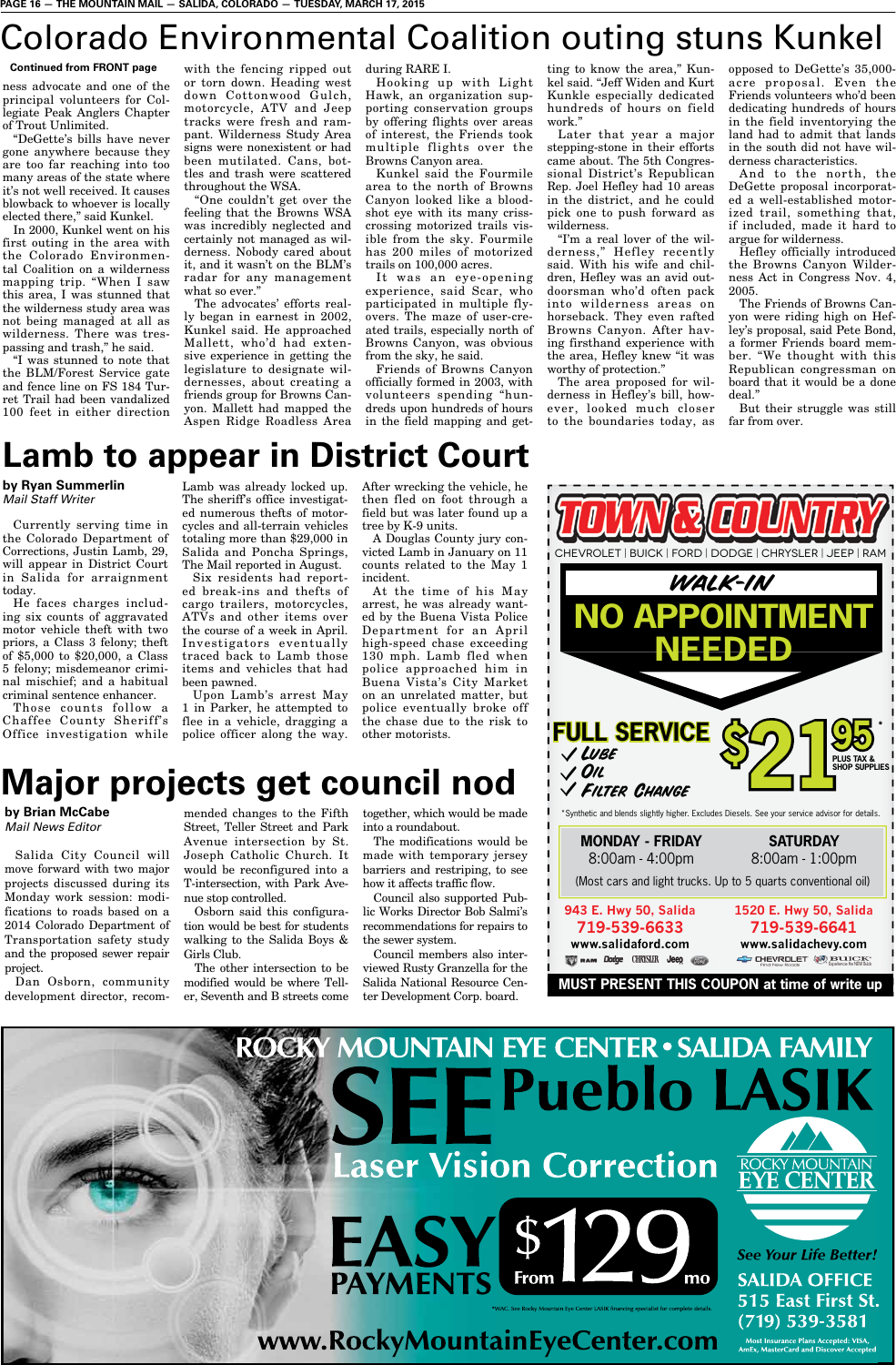# Colorado Environmental Coalition outing stuns Kunkel

**Continued from FRONT page**

ness advocate and one of the principal volunteers for Collegiate Peak Anglers Chapter of Trout Unlimited.

"DeGette's bills have never gone anywhere because they are too far reaching into too many areas of the state where it's not well received. It causes blowback to whoever is locally elected there," said Kunkel.

In 2000, Kunkel went on his first outing in the area with the Colorado Environmental Coalition on a wilderness mapping trip. "When I saw this area, I was stunned that the wilderness study area was not being managed at all as wilderness. There was trespassing and trash," he said.

"I was stunned to note that the BLM/Forest Service gate and fence line on FS 184 Turret Trail had been vandalized 100 feet in either direction with the fencing ripped out or torn down. Heading west down Cottonwood Gulch, motorcycle, ATV and Jeep tracks were fresh and rampant. Wilderness Study Area signs were nonexistent or had been mutilated. Cans, bottles and trash were scattered throughout the WSA.

"One couldn't get over the feeling that the Browns WSA was incredibly neglected and certainly not managed as wilderness. Nobody cared about it, and it wasn't on the BLM's radar for any management what so ever."

The advocates' efforts really began in earnest in 2002, Kunkel said. He approached Mallett, who'd had extensive experience in getting the legislature to designate wildernesses, about creating a friends group for Browns Canyon. Mallett had mapped the Aspen Ridge Roadless Area during RARE I.

Hooking up with Light Hawk, an organization supporting conservation programs by offering flights over areas of interest, the Friends took multiple flights over the Browns Canyon area.

Kunkel said the Fourmile area to the north of Browns Canyon looked like a bloodshot eye with its many crisscrossing motorized trails visible from the sky. Fourmile has 200 miles of motorized trails on 100,000 acres.

It was an eye-opening experience, said Scar, who participated in multiple flyovers. The maze of user-created trails, especially north of Browns Canyon, was obvious from the sky, he said.

Friends of Browns Canyon officially formed in 2003, with volunteers spending "hundreds upon hundreds of hours in the field mapping and getting to know the area," Kunkel said. "Jeff Widen and Kurt Kunkle especially dedicated hundreds of hours on field work."

Later that year a major stepping-stone in their efforts came about. The 5th Congressional District's Republican Rep. Joel Hefley had 10 areas in the district, and he could pick one to push forward as wilderness.

"I'm a real lover of the wilderness," Hefley recently said. With his wife and children, Hefley was an avid outdoorsman who'd often pack into wilderness areas on horseback. They even rafted Browns Canyon. After having firsthand experience with the area, Hefley knew "it was worthy of protection."

The area proposed for wilderness in Hefley's bill, however, looked much closer to the boundaries today, as opposed to DeGette's 35,000-acre proposal. Even the Friends volunteers who'd been dedicating hundreds of hours in the field inventorying the land had to admit that lands in the south did not have wilderness characteristics.

And to the north, the DeGette proposal incorporated a well-established motorized trail, something that, if included, made it hard to argue for wilderness.

Hefley officially introduced the Browns Canyon Wilderness Act in Congress Nov. 4, 2005.

The Friends of Browns Canyon were riding high on Hefley's proposal, said Pete Bond, a former Friends board member. "We thought with this Republican congressman on board that it would be a done deal."

But their struggle was still far from over.

# Lamb to appear in District Court

**by Ryan Summerlin**
*Mail Staff Writer*

Currently serving time in the Colorado Department of Corrections, Justin Lamb, 29, will appear in District Court in Salida for arraignment today.

He faces charges including six counts of aggravated motor vehicle theft with two priors, a Class 3 felony; theft of $5,000 to $20,000, a Class 5 felony; misdemeanor criminal mischief; and a habitual criminal sentence enhancer.

Those counts follow a Chaffee County Sheriff's Office investigation while Lamb was already locked up. The sheriff's office investigated numerous thefts of motorcycles and all-terrain vehicles totaling more than $29,000 in Salida and Poncha Springs, The Mail reported in August.

Six residents had reported break-ins and thefts of cargo trailers, motorcycles, ATVs and other items over the course of a week in April. Investigators eventually traced back to Lamb those items and vehicles that had been pawned.

Upon Lamb's arrest May 1 in Parker, he attempted to flee in a vehicle, dragging a police officer along the way. After wrecking the vehicle, he then fled on foot through a field but was later found up a tree by K-9 units.

A Douglas County jury convicted Lamb in January on 11 counts related to the May 1 incident.

At the time of his May arrest, he was already wanted by the Buena Vista Police Department for an April high-speed chase exceeding 130 mph. Lamb fled when police approached him in Buena Vista's City Market on an unrelated matter, but police eventually broke off the chase due to the risk to other motorists.

# Major projects get council nod

**by Brian McCabe**
*Mail News Editor*

Salida City Council will move forward with two major projects discussed during its Monday work session: modifications to roads based on a 2014 Colorado Department of Transportation safety study and the proposed sewer repair project.

Dan Osborn, community development director, recommended changes to the Fifth Street, Teller Street and Park Avenue intersection by St. Joseph Catholic Church. It would be reconfigured into a T-intersection, with Park Avenue stop controlled.

Osborn said this configuration would be best for students walking to the Salida Boys & Girls Club.

The other intersection to be modified would be where Teller, Seventh and B streets come together, which would be made into a roundabout.

The modifications would be made with temporary jersey barriers and restriping, to see how it affects traffic flow.

Council also supported Public Works Director Bob Salmi's recommendations for repairs to the sewer system.

Council members also interviewed Rusty Granzella for the Salida National Resource Center Development Corp. board.

---

**TOWN & COUNTRY**
CHEVROLET | BUICK | FORD | DODGE | CHRYSLER | JEEP | RAM

WALK-IN
**NO APPOINTMENT NEEDED**

**FULL SERVICE** $21.95* PLUS TAX & SHOP SUPPLIES
✓ Lube
✓ Oil
✓ Filter Change

*Synthetic and blends slightly higher. Excludes Diesels. See your service advisor for details.

| MONDAY - FRIDAY | SATURDAY |
|---|---|
| 8:00am - 4:00pm | 8:00am - 1:00pm |

(Most cars and light trucks. Up to 5 quarts conventional oil)

943 E. Hwy 50, Salida — 719-539-6633 — www.salidaford.com
1520 E. Hwy 50, Salida — 719-539-6641 — www.salidachevy.com

MUST PRESENT THIS COUPON at time of write up

---

**ROCKY MOUNTAIN EYE CENTER • SALIDA FAMILY**
**SEE Pueblo LASIK**
Laser Vision Correction
**EASY PAYMENTS** From $129 mo

*WAC. See Rocky Mountain Eye Center LASIK financing specialist for complete details.

ROCKY MOUNTAIN EYE CENTER
See Your Life Better!
SALIDA OFFICE
515 East First St.
(719) 539-3581
Most Insurance Plans Accepted: VISA, AmEx, MasterCard and Discover Accepted

www.RockyMountainEyeCenter.com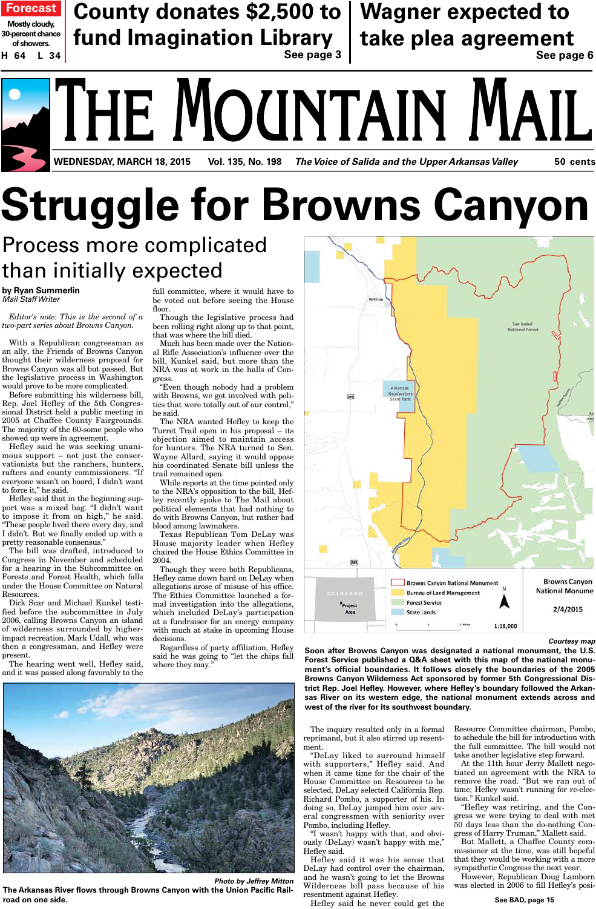**Forecast**

Mostly cloudy, 30-percent chance of showers.

H 64 L 34

## County donates $2,500 to fund Imagination Library

See page 3

## Wagner expected to take plea agreement

See page 6

# THE MOUNTAIN MAIL

WEDNESDAY, MARCH 18, 2015 | Vol. 135, No. 198 | *The Voice of Salida and the Upper Arkansas Valley* | 50 cents

# Struggle for Browns Canyon

## Process more complicated than initially expected

**by Ryan Summerlin**
*Mail Staff Writer*

*Editor's note: This is the second of a two-part series about Browns Canyon.*

With a Republican congressman as an ally, the Friends of Browns Canyon thought their wilderness proposal for Browns Canyon was all but passed. But the legislative process in Washington would prove to be more complicated.

Before submitting his wilderness bill, Rep. Joel Hefley of the 5th Congressional District held a public meeting in 2005 at Chaffee County Fairgrounds. The majority of the 60-some people who showed up were in agreement.

Hefley said he was seeking unanimous support – not just the conservationists but the ranchers, hunters, rafters and county commissioners. "If everyone wasn't on board, I didn't want to force it," he said.

Hefley said that in the beginning support was a mixed bag. "I didn't want to impose it from on high," he said. "These people lived there every day, and I didn't. But we finally ended up with a pretty reasonable consensus."

The bill was drafted, introduced to Congress in November and scheduled for a hearing in the Subcommittee on Forests and Forest Health, which falls under the House Committee on Natural Resources.

Dick Scar and Michael Kunkel testified before the subcommittee in July 2006, calling Browns Canyon an island of wilderness surrounded by higher-impact recreation. Mark Udall, who was then a congressman, and Hefley were present.

The hearing went well, Hefley said, and it was passed along favorably to the full committee, where it would have to be voted out before seeing the House floor.

Though the legislative process had been rolling right along up to that point, that was where the bill died.

Much has been made over the National Rifle Association's influence over the bill, Kunkel said, but more than the NRA was at work in the halls of Congress.

"Even though nobody had a problem with Browns, we got involved with politics that were totally out of our control," he said.

The NRA wanted Hefley to keep the Turret Trail open in his proposal – its objection aimed to maintain access for hunters. The NRA turned to Sen. Wayne Allard, saying it would oppose his coordinated Senate bill unless the trail remained open.

While reports at the time pointed only to the NRA's opposition to the bill, Hefley recently spoke to The Mail about political elements that had nothing to do with Browns Canyon, but rather bad blood among lawmakers.

Texas Republican Tom DeLay was House majority leader when Hefley chaired the House Ethics Committee in 2004.

Though they were both Republicans, Hefley came down hard on DeLay when allegations arose of misuse of his office. The Ethics Committee launched a formal investigation into the allegations, which included DeLay's participation at a fundraiser for an energy company with much at stake in upcoming House decisions.

Regardless of party affiliation, Hefley said he was going to "let the chips fall where they may."

The inquiry resulted only in a formal reprimand, but it also stirred up resentment.

"DeLay liked to surround himself with supporters," Hefley said. And when it came time for the chair of the House Committee on Resources to be selected, DeLay selected California Rep. Richard Pombo, a supporter of his. In doing so, DeLay jumped him over several congressmen with seniority over Pombo, including Hefley.

"I wasn't happy with that, and obviously (DeLay) wasn't happy with me," Hefley said.

Hefley said it was his sense that DeLay had control over the chairman, and he wasn't going to let the Browns Wilderness bill pass because of his resentment against Hefley.

Hefley said he never could get the Resource Committee chairman, Pombo, to schedule the bill for introduction with the full committee. The bill would not take another legislative step forward.

At the 11th hour Jerry Mallett negotiated an agreement with the NRA to remove the road. "But we ran out of time; Hefley wasn't running for re-election," Kunkel said.

"Hefley was retiring, and the Congress we were trying to deal with met 50 days less than the do-nothing Congress of Harry Truman," Mallett said.

But Mallett, a Chaffee County commissioner at the time, was still hopeful that they would be working with a more sympathetic Congress the next year.

However, Republican Doug Lamborn was elected in 2006 to fill Hefley's position.

See BAD, page 15

*Courtesy map*

Soon after Browns Canyon was designated a national monument, the U.S. Forest Service published a Q&A sheet with this map of the national monument's official boundaries. It follows closely the boundaries of the 2005 Browns Canyon Wilderness Act sponsored by former 5th Congressional District Rep. Joel Hefley. However, where Hefley's boundary followed the Arkansas River on its western edge, the national monument extends across and west of the river for its southwest boundary.

*Photo by Jeffrey Mitton*

The Arkansas River flows through Browns Canyon with the Union Pacific Railroad on one side.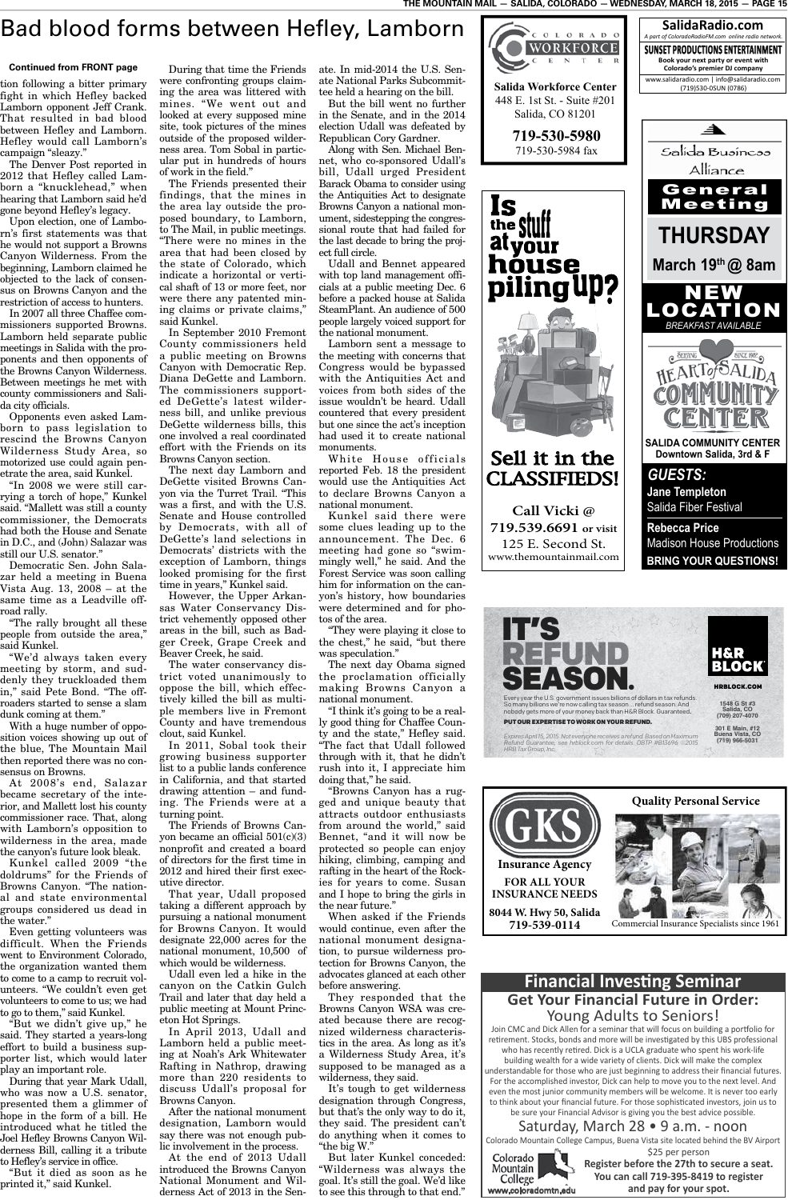# Bad blood forms between Hefley, Lamborn

**Continued from FRONT page**

tion following a bitter primary fight in which Hefley backed Lamborn opponent Jeff Crank. That resulted in bad blood between Hefley and Lamborn. Hefley would call Lamborn's campaign "sleazy."

The Denver Post reported in 2012 that Hefley called Lamborn a "knucklehead," when hearing that Lamborn said he'd gone beyond Hefley's legacy.

Upon election, one of Lamborn's first statements was that he would not support a Browns Canyon Wilderness. From the beginning, Lamborn claimed he objected to the lack of consensus on Browns Canyon and the restriction of access to hunters.

In 2007 all three Chaffee commissioners supported Browns. Lamborn held separate public meetings in Salida with the proponents and then opponents of the Browns Canyon Wilderness. Between meetings he met with county commissioners and Salida city officials.

Opponents even asked Lamborn to pass legislation to rescind the Browns Canyon Wilderness Study Area, so motorized use could again penetrate the area, said Kunkel.

"In 2008 we were still carrying a torch of hope," Kunkel said. "Mallett was still a county commissioner, the Democrats had both the House and Senate in D.C., and (John) Salazar was still our U.S. senator."

Democratic Sen. John Salazar held a meeting in Buena Vista Aug. 13, 2008 – at the same time as a Leadville off-road rally.

"The rally brought all these people from outside the area," said Kunkel.

"We'd always taken every meeting by storm, and suddenly they truckloaded them in," said Pete Bond. "The off-roaders started to sense a slam dunk coming at them."

With a huge number of opposition voices showing up out of the blue, The Mountain Mail then reported there was no consensus on Browns.

At 2008's end, Salazar became secretary of the interior, and Mallett lost his county commissioner race. That, along with Lamborn's opposition to wilderness in the area, made the canyon's future look bleak.

Kunkel called 2009 "the doldrums" for the Friends of Browns Canyon. "The national and state environmental groups considered us dead in the water."

Even getting volunteers was difficult. When the Friends went to Environment Colorado, the organization wanted them to come to a camp to recruit volunteers. "We couldn't even get volunteers to come to us; we had to go to them," said Kunkel.

"But we didn't give up," he said. They started a years-long effort to build a business supporter list, which would later play an important role.

During that year Mark Udall, who was now a U.S. senator, presented them a glimmer of hope in the form of a bill. He introduced what he titled the Joel Hefley Browns Canyon Wilderness Bill, calling it a tribute to Hefley's service in office.

"But it died as soon as he printed it," said Kunkel.

During that time the Friends were confronting groups claiming the area was littered with mines. "We went out and looked at every supposed mine site, took pictures of the mines outside of the proposed wilderness area. Tom Sobal in particular put in hundreds of hours of work in the field."

The Friends presented their findings, that the mines in the area lay outside the proposed boundary, to Lamborn, to The Mail, in public meetings. "There were no mines in the area that had been closed by the state of Colorado, which indicate a horizontal or vertical shaft of 13 or more feet, nor were there any patented mining claims or private claims," said Kunkel.

In September 2010 Fremont County commissioners held a public meeting on Browns Canyon with Democratic Rep. Diana DeGette and Lamborn. The commissioners supported DeGette's latest wilderness bill, and unlike previous DeGette wilderness bills, this one involved a real coordinated effort with the Friends on its Browns Canyon section.

The next day Lamborn and DeGette visited Browns Canyon via the Turret Trail. "This was a first, and with the U.S. Senate and House controlled by Democrats, with all of DeGette's land selections in Democrats' districts with the exception of Lamborn, things looked promising for the first time in years," Kunkel said.

However, the Upper Arkansas Water Conservancy District vehemently opposed other areas in the bill, such as Badger Creek, Grape Creek and Beaver Creek, he said.

The water conservancy district voted unanimously to oppose the bill, which effectively killed the bill as multiple members live in Fremont County and have tremendous clout, said Kunkel.

In 2011, Sobal took their growing business supporter list to a public lands conference in California, and that started drawing attention – and funding. The Friends were at a turning point.

The Friends of Browns Canyon became an official 501(c)(3) nonprofit and created a board of directors for the first time in 2012 and hired their first executive director.

That year, Udall proposed taking a different approach by pursuing a national monument for Browns Canyon. It would designate 22,000 acres for the national monument, 10,500 of which would be wilderness.

Udall even led a hike in the canyon on the Catkin Gulch Trail and later that day held a public meeting at Mount Princeton Hot Springs.

In April 2013, Udall and Lamborn held a public meeting at Noah's Ark Whitewater Rafting in Nathrop, drawing more than 220 residents to discuss Udall's proposal for Browns Canyon.

After the national monument designation, Lamborn would say there was not enough public involvement in the process.

At the end of 2013 Udall introduced the Browns Canyon National Monument and Wilderness Act of 2013 in the Senate. In mid-2014 the U.S. Senate National Parks Subcommittee held a hearing on the bill.

But the bill went no further in the Senate, and in the 2014 election Udall was defeated by Republican Cory Gardner.

Along with Sen. Michael Bennet, who co-sponsored Udall's bill, Udall urged President Barack Obama to consider using the Antiquities Act to designate Browns Canyon a national monument, sidestepping the congressional route that had failed for the last decade to bring the project full circle.

Udall and Bennet appeared with top land management officials at a public meeting Dec. 6 before a packed house at Salida SteamPlant. An audience of 500 people largely voiced support for the national monument.

Lamborn sent a message to the meeting with concerns that Congress would be bypassed with the Antiquities Act and voices from both sides of the issue wouldn't be heard. Udall countered that every president but one since the act's inception had used it to create national monuments.

White House officials reported Feb. 18 the president would use the Antiquities Act to declare Browns Canyon a national monument.

Kunkel said there were some clues leading up to the announcement. The Dec. 6 meeting had gone so "swimmingly well," he said. And the Forest Service was soon calling him for information on the canyon's history, how boundaries were determined and for photos of the area.

"They were playing it close to the chest," he said, "but there was speculation."

The next day Obama signed the proclamation officially making Browns Canyon a national monument.

"I think it's going to be a really good thing for Chaffee County and the state," Hefley said. "The fact that Udall followed through with it, that he didn't rush into it, I appreciate him doing that," he said.

"Browns Canyon has a rugged and unique beauty that attracts outdoor enthusiasts from around the world," said Bennet, "and it will now be protected so people can enjoy hiking, climbing, camping and rafting in the heart of the Rockies for years to come. Susan and I hope to bring the girls in the near future."

When asked if the Friends would continue, even after the national monument designation, to pursue wilderness protection for Browns Canyon, the advocates glanced at each other before answering.

They responded that the Browns Canyon WSA was created because there are recognized wilderness characteristics in the area. As long as it's a Wilderness Study Area, it's supposed to be managed as a wilderness, they said.

It's tough to get wilderness designation through Congress, but that's the only way to do it, they said. The president can't do anything when it comes to "the big W."

But later Kunkel conceded: "Wilderness was always the goal. It's still the goal. We'd like to see this through to that end."

---

**Colorado Workforce Center**

Salida Workforce Center
448 E. 1st St. - Suite #201
Salida, CO 81201

**719-530-5980**
719-530-5984 fax

---

**SalidaRadio.com**
A part of ColoradoRadioFM.com online radio network.
**SUNSET PRODUCTIONS ENTERTAINMENT**
Book your next party or event with Colorado's premier DJ company
www.salidaradio.com | info@salidaradio.com
(719)530-05UN (0786)

---

**Is the stuff at your house piling up?**

**Sell it in the CLASSIFIEDS!**

Call Vicki @ 719.539.6691 or visit
125 E. Second St.
www.themountainmail.com

---

**Salida Business Alliance**

**General Meeting**
**THURSDAY**
**March 19th @ 8am**

**NEW LOCATION**
BREAKFAST AVAILABLE

Heart of Salida Community Center — Serving since 1982
**SALIDA COMMUNITY CENTER**
**Downtown Salida, 3rd & F**

**GUESTS:**
**Jane Templeton**
Salida Fiber Festival
**Rebecca Price**
Madison House Productions
**BRING YOUR QUESTIONS!**

---

**IT'S REFUND SEASON.**

**H&R BLOCK**
HRBLOCK.COM

Every year the U.S. government issues billions of dollars in tax refunds. So many billions we're now calling tax season... refund season. And nobody gets more of your money back than H&R Block. Guaranteed.

PUT OUR EXPERTISE TO WORK ON YOUR REFUND.

1548 G St #3
Salida, CO
(719) 207-4070

301 E Main, #12
Buena Vista, CO
(719) 966-5031

Expires April 15, 2015. Not everyone receives a refund. Based on Maximum Refund Guarantee, see hrblock.com for details. OBTP #B13696 ©2015 HRB Tax Group, Inc.

---

**GKS Insurance Agency**

FOR ALL YOUR INSURANCE NEEDS

**8044 W. Hwy 50, Salida**
**719-539-0114**

**Quality Personal Service**

Commercial Insurance Specialists since 1961

---

## Financial Investing Seminar

**Get Your Financial Future in Order:**
**Young Adults to Seniors!**

Join CMC and Dick Allen for a seminar that will focus on building a portfolio for retirement. Stocks, bonds and more will be investigated by this UBS professional who has recently retired. Dick is a UCLA graduate who spent his work-life building wealth for a wide variety of clients. Dick will make the complex understandable for those who are just beginning to address their financial futures. For the accomplished investor, Dick can help to move you to the next level. And even the most junior community members will be welcome. It is never too early to think about your financial future. For those sophisticated investors, join us to be sure your Financial Advisor is giving you the best advice possible.

**Saturday, March 28 • 9 a.m. - noon**

Colorado Mountain College Campus, Buena Vista site located behind the BV Airport

$25 per person

**Register before the 27th to secure a seat.**
**You can call 719-395-8419 to register and pay for your spot.**

Colorado Mountain College
www.coloradomtn.edu